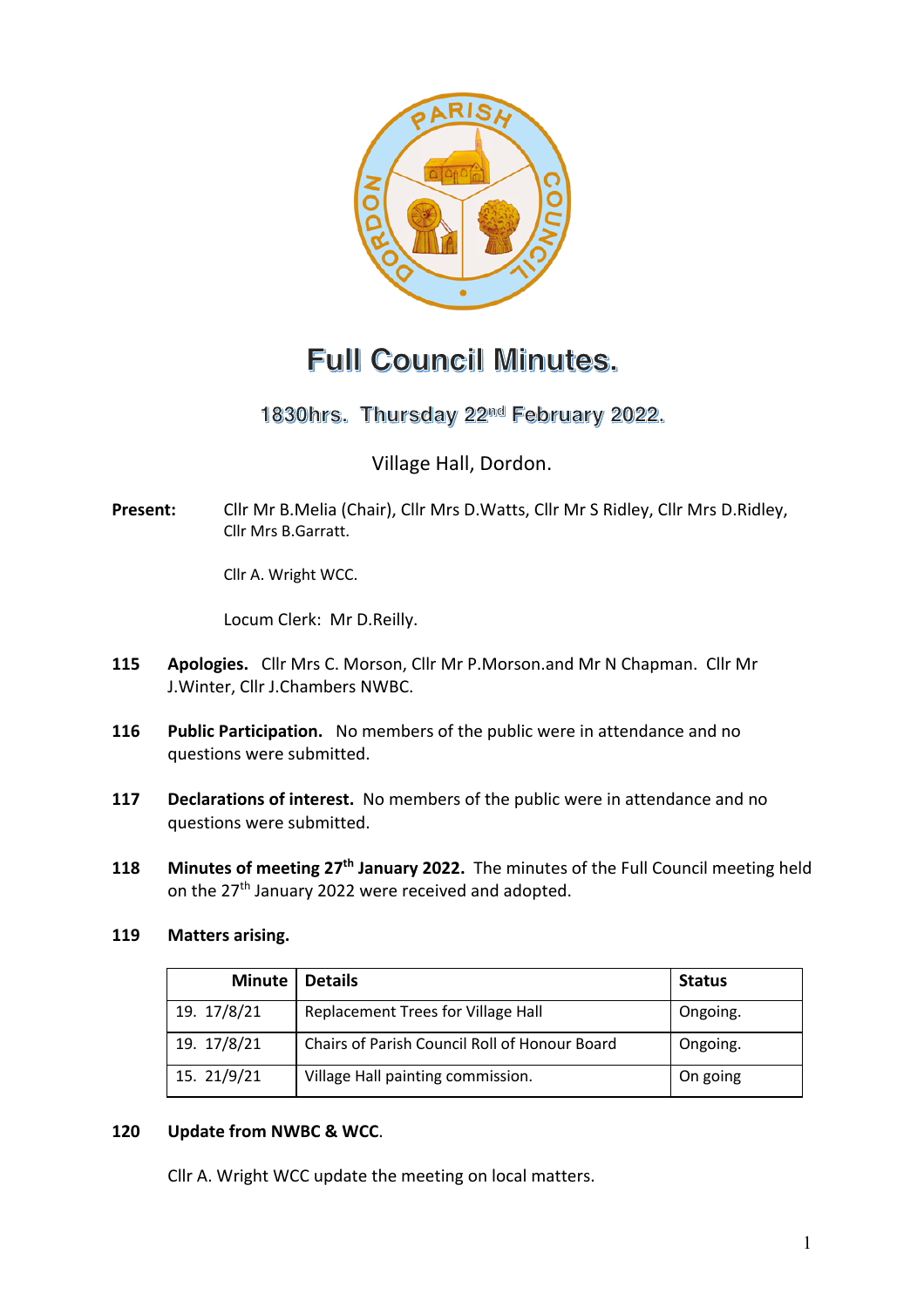# Full Council Minutes.

## 1830hrs. Thursday 22nd February 2022.

Village Hall, Dordon.

**Present:** Cllr Mr B.Melia (Chair), Cllr Mrs D.Watts, Cllr Mr S Ridley, Cllr Mrs D.Ridley, Cllr Mrs B.Garratt.

Cllr A. Wright WCC.

Locum Clerk: Mr D.Reilly.

**115 Apologies.** Cllr Mrs C. Morson, Cllr Mr P.Morson.and Mr N Chapman. Cllr Mr J.Winter, Cllr J.Chambers NWBC.

**116 Public Participation.** No members of the public were in attendance and no questions were submitted.

**117 Declarations of interest.** No members of the public were in attendance and no questions were submitted.

**118 Minutes of meeting 27th January 2022.** The minutes of the Full Council meeting held on the 27th January 2022 were received and adopted.

**119 Matters arising.**

| Minute | Details | Status |
|---|---|---|
| 19. 17/8/21 | Replacement Trees for Village Hall | Ongoing. |
| 19. 17/8/21 | Chairs of Parish Council Roll of Honour Board | Ongoing. |
| 15. 21/9/21 | Village Hall painting commission. | On going |

**120 Update from NWBC & WCC.**

Cllr A. Wright WCC update the meeting on local matters.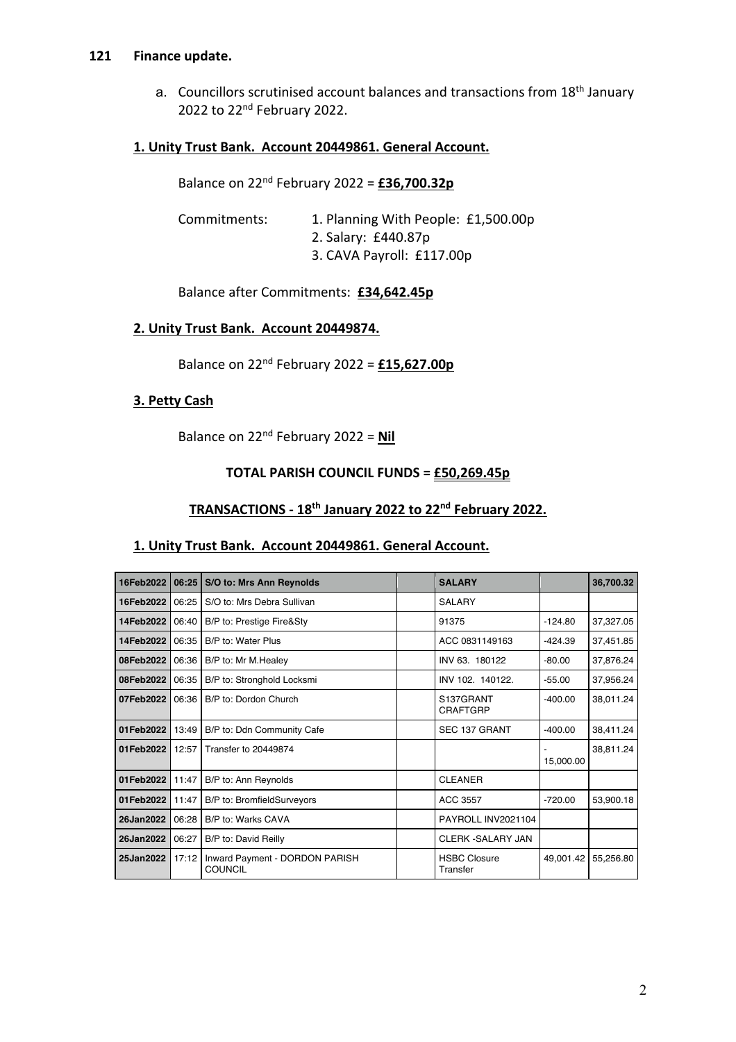## 121 Finance update.

a. Councillors scrutinised account balances and transactions from 18th January 2022 to 22nd February 2022.

**1. Unity Trust Bank. Account 20449861. General Account.**

Balance on 22nd February 2022 = **£36,700.32p**

Commitments:
1. Planning With People: £1,500.00p
2. Salary: £440.87p
3. CAVA Payroll: £117.00p

Balance after Commitments: **£34,642.45p**

**2. Unity Trust Bank. Account 20449874.**

Balance on 22nd February 2022 = **£15,627.00p**

**3. Petty Cash**

Balance on 22nd February 2022 = **Nil**

**TOTAL PARISH COUNCIL FUNDS = £50,269.45p**

**TRANSACTIONS - 18th January 2022 to 22nd February 2022.**

**1. Unity Trust Bank. Account 20449861. General Account.**

| 16Feb2022 | 06:25 | S/O to: Mrs Ann Reynolds | | SALARY | | 36,700.32 |
|---|---|---|---|---|---|---|
| 16Feb2022 | 06:25 | S/O to: Mrs Debra Sullivan | | SALARY | | |
| 14Feb2022 | 06:40 | B/P to: Prestige Fire&Sty | | 91375 | -124.80 | 37,327.05 |
| 14Feb2022 | 06:35 | B/P to: Water Plus | | ACC 0831149163 | -424.39 | 37,451.85 |
| 08Feb2022 | 06:36 | B/P to: Mr M.Healey | | INV 63. 180122 | -80.00 | 37,876.24 |
| 08Feb2022 | 06:35 | B/P to: Stronghold Locksmi | | INV 102. 140122. | -55.00 | 37,956.24 |
| 07Feb2022 | 06:36 | B/P to: Dordon Church | | S137GRANT CRAFTGRP | -400.00 | 38,011.24 |
| 01Feb2022 | 13:49 | B/P to: Ddn Community Cafe | | SEC 137 GRANT | -400.00 | 38,411.24 |
| 01Feb2022 | 12:57 | Transfer to 20449874 | | | -15,000.00 | 38,811.24 |
| 01Feb2022 | 11:47 | B/P to: Ann Reynolds | | CLEANER | | |
| 01Feb2022 | 11:47 | B/P to: BromfieldSurveyors | | ACC 3557 | -720.00 | 53,900.18 |
| 26Jan2022 | 06:28 | B/P to: Warks CAVA | | PAYROLL INV2021104 | | |
| 26Jan2022 | 06:27 | B/P to: David Reilly | | CLERK -SALARY JAN | | |
| 25Jan2022 | 17:12 | Inward Payment - DORDON PARISH COUNCIL | | HSBC Closure Transfer | 49,001.42 | 55,256.80 |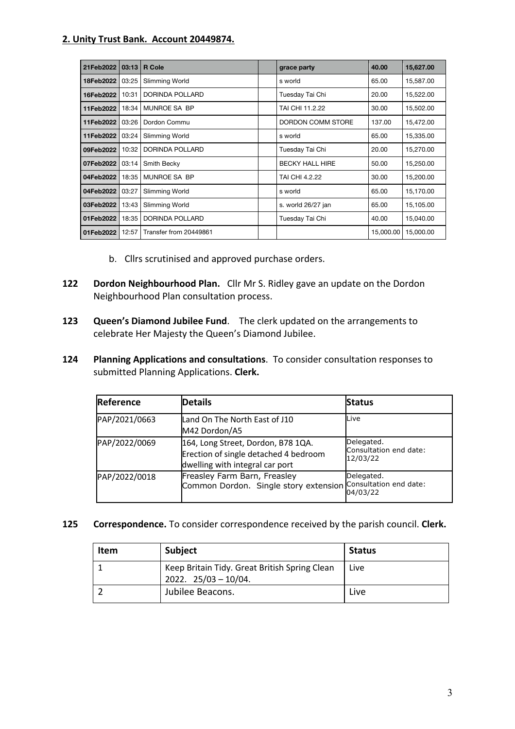**2. Unity Trust Bank. Account 20449874.**

| 21Feb2022 | 03:13 | R Cole | | grace party | 40.00 | 15,627.00 |
|---|---|---|---|---|---|---|
| 18Feb2022 | 03:25 | Slimming World | | s world | 65.00 | 15,587.00 |
| 16Feb2022 | 10:31 | DORINDA POLLARD | | Tuesday Tai Chi | 20.00 | 15,522.00 |
| 11Feb2022 | 18:34 | MUNROE SA BP | | TAI CHI 11.2.22 | 30.00 | 15,502.00 |
| 11Feb2022 | 03:26 | Dordon Commu | | DORDON COMM STORE | 137.00 | 15,472.00 |
| 11Feb2022 | 03:24 | Slimming World | | s world | 65.00 | 15,335.00 |
| 09Feb2022 | 10:32 | DORINDA POLLARD | | Tuesday Tai Chi | 20.00 | 15,270.00 |
| 07Feb2022 | 03:14 | Smith Becky | | BECKY HALL HIRE | 50.00 | 15,250.00 |
| 04Feb2022 | 18:35 | MUNROE SA BP | | TAI CHI 4.2.22 | 30.00 | 15,200.00 |
| 04Feb2022 | 03:27 | Slimming World | | s world | 65.00 | 15,170.00 |
| 03Feb2022 | 13:43 | Slimming World | | s. world 26/27 jan | 65.00 | 15,105.00 |
| 01Feb2022 | 18:35 | DORINDA POLLARD | | Tuesday Tai Chi | 40.00 | 15,040.00 |
| 01Feb2022 | 12:57 | Transfer from 20449861 | | | 15,000.00 | 15,000.00 |

b. Cllrs scrutinised and approved purchase orders.

**122 Dordon Neighbourhood Plan.** Cllr Mr S. Ridley gave an update on the Dordon Neighbourhood Plan consultation process.

**123 Queen's Diamond Jubilee Fund**. The clerk updated on the arrangements to celebrate Her Majesty the Queen's Diamond Jubilee.

**124 Planning Applications and consultations**. To consider consultation responses to submitted Planning Applications. **Clerk.**

| Reference | Details | Status |
|---|---|---|
| PAP/2021/0663 | Land On The North East of J10 M42 Dordon/A5 | Live |
| PAP/2022/0069 | 164, Long Street, Dordon, B78 1QA. Erection of single detached 4 bedroom dwelling with integral car port | Delegated. Consultation end date: 12/03/22 |
| PAP/2022/0018 | Freasley Farm Barn, Freasley Common Dordon. Single story extension | Delegated. Consultation end date: 04/03/22 |

**125 Correspondence.** To consider correspondence received by the parish council. **Clerk.**

| Item | Subject | Status |
|---|---|---|
| 1 | Keep Britain Tidy. Great British Spring Clean 2022. 25/03 – 10/04. | Live |
| 2 | Jubilee Beacons. | Live |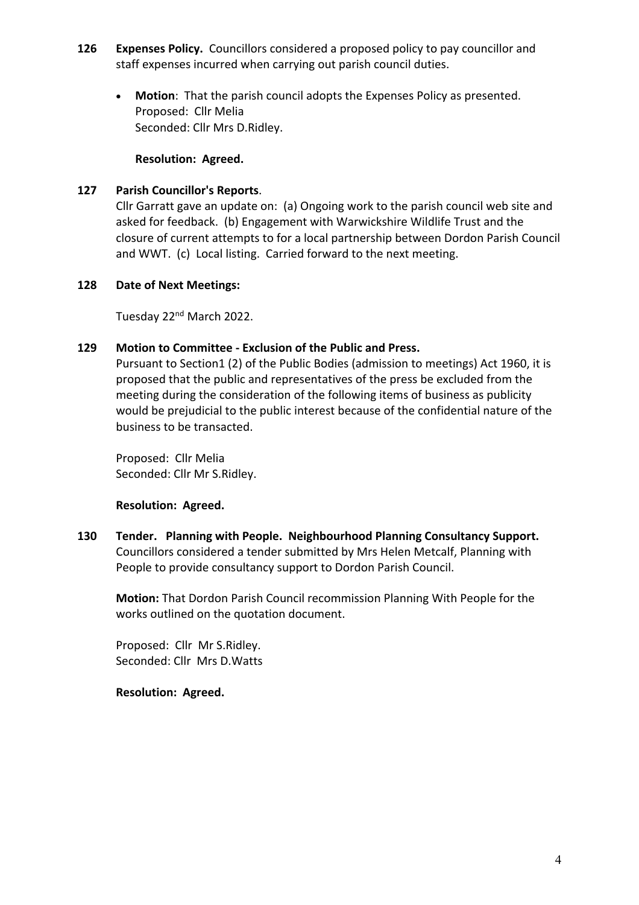**126 Expenses Policy.** Councillors considered a proposed policy to pay councillor and staff expenses incurred when carrying out parish council duties.

- **Motion**: That the parish council adopts the Expenses Policy as presented.
  Proposed: Cllr Melia
  Seconded: Cllr Mrs D.Ridley.

  **Resolution: Agreed.**

**127 Parish Councillor's Reports**.

Cllr Garratt gave an update on: (a) Ongoing work to the parish council web site and asked for feedback. (b) Engagement with Warwickshire Wildlife Trust and the closure of current attempts to for a local partnership between Dordon Parish Council and WWT. (c) Local listing. Carried forward to the next meeting.

**128 Date of Next Meetings:**

Tuesday 22nd March 2022.

**129 Motion to Committee - Exclusion of the Public and Press.**

Pursuant to Section1 (2) of the Public Bodies (admission to meetings) Act 1960, it is proposed that the public and representatives of the press be excluded from the meeting during the consideration of the following items of business as publicity would be prejudicial to the public interest because of the confidential nature of the business to be transacted.

Proposed: Cllr Melia
Seconded: Cllr Mr S.Ridley.

**Resolution: Agreed.**

**130 Tender. Planning with People. Neighbourhood Planning Consultancy Support.**

Councillors considered a tender submitted by Mrs Helen Metcalf, Planning with People to provide consultancy support to Dordon Parish Council.

**Motion:** That Dordon Parish Council recommission Planning With People for the works outlined on the quotation document.

Proposed: Cllr Mr S.Ridley.
Seconded: Cllr Mrs D.Watts

**Resolution: Agreed.**